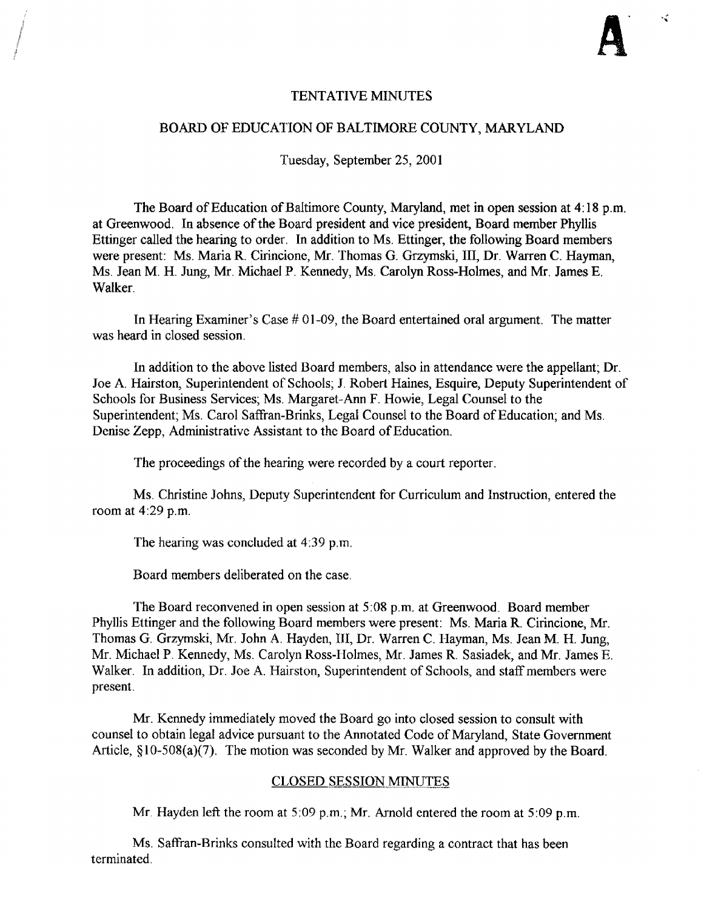**A**

# TENTATIVE MINUTES

## BOARD OF EDUCATION OF BALTIMORE COUNTY, MARYLAND

Tuesday, September 25, 2001

The Board of Education of Baltimore County, Maryland, met in open session at 4:18 p.m. at Greenwood. In absence of the Board president and vice president, Board member Phyllis Ettinger called the hearing to order. In addition to Ms. Ettinger, the following Board members were present: Ms. Maria R. Cirincione, Mr. Thomas G. Grzymski, III, Dr. Warren C. Hayman, Ms. Jean M. H. Jung, Mr. Michael P. Kennedy, Ms. Carolyn Ross-Holmes, and Mr. James E. Walker.

In Hearing Examiner's Case # 01-09, the Board entertained oral argument. The matter was heard in closed session.

In addition to the above listed Board members, also in attendance were the appellant; Dr. Joe A. Hairston, Superintendent of Schools; J. Robert Haines, Esquire, Deputy Superintendent of Schools for Business Services; Ms. Margaret-Ann F. Howie, Legal Counsel to the Superintendent; Ms. Carol Saffran-Brinks, Legal Counsel to the Board of Education; and Ms. Denise Zepp, Administrative Assistant to the Board of Education.

The proceedings of the hearing were recorded by a court reporter.

Ms. Christine Johns, Deputy Superintendent for Curriculum and Instruction, entered the room at 4:29 p.m.

The hearing was concluded at 4:39 p.m.

Board members deliberated on the case.

The Board reconvened in open session at 5:08 p.m. at Greenwood. Board member Phyllis Ettinger and the following Board members were present: Ms. Maria R. Cirincione, Mr. Thomas G. Grzymski, Mr. John A. Hayden, III, Dr. Warren C. Hayman, Ms. Jean M. H. Jung, Mr. Michael P. Kennedy, Ms. Carolyn Ross-Holmes, Mr. James R. Sasiadek, and Mr. James E. Walker. In addition, Dr. Joe A. Hairston, Superintendent of Schools, and staff members were present.

Mr. Kennedy immediately moved the Board go into closed session to consult with counsel to obtain legal advice pursuant to the Annotated Code of Maryland, State Government Article, §10-508(a)(7). The motion was seconded by Mr. Walker and approved by the Board.

### CLOSED SESSION MINUTES

Mr. Hayden left the room at 5:09 p.m.; Mr. Arnold entered the room at 5:09 p.m.

Ms. Saffran-Brinks consulted with the Board regarding a contract that has been terminated.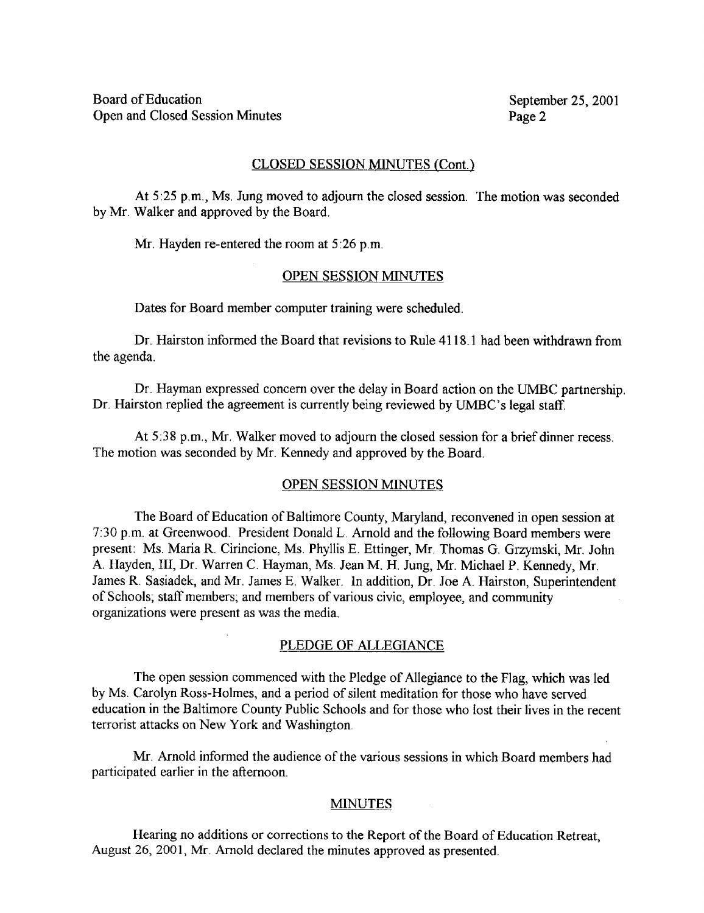## CLOSED SESSION MINUTES (Cont.)

At 5:25 p.m., Ms. Jung moved to adjourn the closed session. The motion was seconded by Mr. Walker and approved by the Board.

Mr. Hayden re-entered the room at 5:26 p.m.

## OPEN SESSION MINUTES

Dates for Board member computer training were scheduled.

Dr. Hairston informed the Board that revisions to Rule 4118.1 had been withdrawn from the agenda.

Dr. Hayman expressed concern over the delay in Board action on the UMBC partnership. Dr. Hairston replied the agreement is currently being reviewed by UMBC's legal staff.

At 5:38 p.m., Mr. Walker moved to adjourn the closed session for a brief dinner recess. The motion was seconded by Mr. Kennedy and approved by the Board.

## OPEN SESSION MINUTES

The Board of Education of Baltimore County, Maryland, reconvened in open session at 7:30 p.m. at Greenwood. President Donald L. Arnold and the following Board members were present: Ms. Maria R. Cirincione, Ms. Phyllis E. Ettinger, Mr. Thomas G. Grzymski, Mr. John A. Hayden, III, Dr. Warren C. Hayman, Ms. Jean M. H. Jung, Mr. Michael P. Kennedy, Mr. James R. Sasiadek, and Mr. James E. Walker. In addition, Dr. Joe A. Hairston, Superintendent of Schools; staff members; and members of various civic, employee, and community organizations were present as was the media.

## PLEDGE OF ALLEGIANCE

The open session commenced with the Pledge of Allegiance to the Flag, which was led by Ms. Carolyn Ross-Holmes, and a period of silent meditation for those who have served education in the Baltimore County Public Schools and for those who lost their lives in the recent terrorist attacks on New York and Washington.

Mr. Arnold informed the audience of the various sessions in which Board members had participated earlier in the afternoon.

## MINUTES

Hearing no additions or corrections to the Report of the Board of Education Retreat, August 26, 2001, Mr. Arnold declared the minutes approved as presented.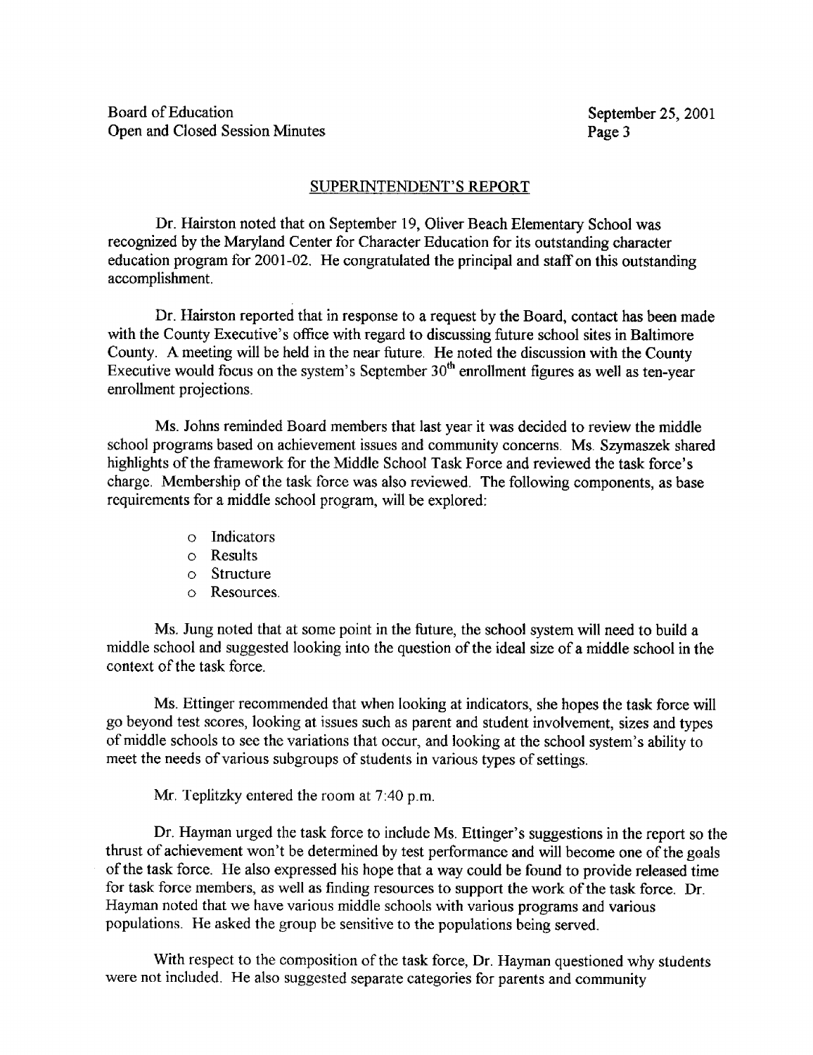## SUPERINTENDENT'S REPORT

Dr. Hairston noted that on September 19, Oliver Beach Elementary School was recognized by the Maryland Center for Character Education for its outstanding character education program for 2001-02. He congratulated the principal and staff on this outstanding accomplishment.

Dr. Hairston reported that in response to a request by the Board, contact has been made with the County Executive's office with regard to discussing future school sites in Baltimore County. A meeting will be held in the near future. He noted the discussion with the County Executive would focus on the system's September 30th enrollment figures as well as ten-year enrollment projections.

Ms. Johns reminded Board members that last year it was decided to review the middle school programs based on achievement issues and community concerns. Ms. Szymaszek shared highlights of the framework for the Middle School Task Force and reviewed the task force's charge. Membership of the task force was also reviewed. The following components, as base requirements for a middle school program, will be explored:

- Indicators
- Results
- Structure
- Resources.

Ms. Jung noted that at some point in the future, the school system will need to build a middle school and suggested looking into the question of the ideal size of a middle school in the context of the task force.

Ms. Ettinger recommended that when looking at indicators, she hopes the task force will go beyond test scores, looking at issues such as parent and student involvement, sizes and types of middle schools to see the variations that occur, and looking at the school system's ability to meet the needs of various subgroups of students in various types of settings.

Mr. Teplitzky entered the room at 7:40 p.m.

Dr. Hayman urged the task force to include Ms. Ettinger's suggestions in the report so the thrust of achievement won't be determined by test performance and will become one of the goals of the task force. He also expressed his hope that a way could be found to provide released time for task force members, as well as finding resources to support the work of the task force. Dr. Hayman noted that we have various middle schools with various programs and various populations. He asked the group be sensitive to the populations being served.

With respect to the composition of the task force, Dr. Hayman questioned why students were not included. He also suggested separate categories for parents and community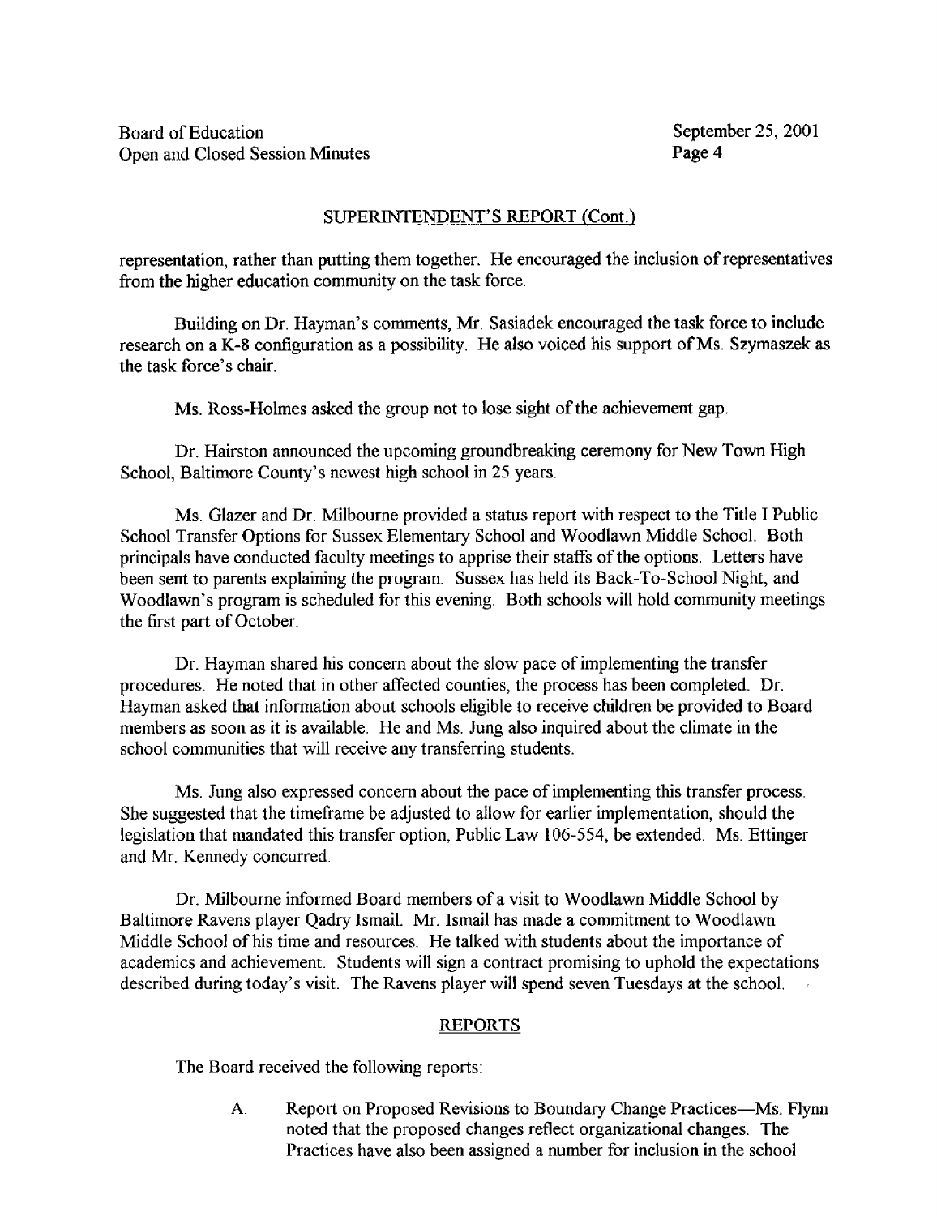## SUPERINTENDENT'S REPORT (Cont.)

representation, rather than putting them together. He encouraged the inclusion of representatives from the higher education community on the task force.

Building on Dr. Hayman's comments, Mr. Sasiadek encouraged the task force to include research on a K-8 configuration as a possibility. He also voiced his support of Ms. Szymaszek as the task force's chair.

Ms. Ross-Holmes asked the group not to lose sight of the achievement gap.

Dr. Hairston announced the upcoming groundbreaking ceremony for New Town High School, Baltimore County's newest high school in 25 years.

Ms. Glazer and Dr. Milbourne provided a status report with respect to the Title I Public School Transfer Options for Sussex Elementary School and Woodlawn Middle School. Both principals have conducted faculty meetings to apprise their staffs of the options. Letters have been sent to parents explaining the program. Sussex has held its Back-To-School Night, and Woodlawn's program is scheduled for this evening. Both schools will hold community meetings the first part of October.

Dr. Hayman shared his concern about the slow pace of implementing the transfer procedures. He noted that in other affected counties, the process has been completed. Dr. Hayman asked that information about schools eligible to receive children be provided to Board members as soon as it is available. He and Ms. Jung also inquired about the climate in the school communities that will receive any transferring students.

Ms. Jung also expressed concern about the pace of implementing this transfer process. She suggested that the timeframe be adjusted to allow for earlier implementation, should the legislation that mandated this transfer option, Public Law 106-554, be extended. Ms. Ettinger and Mr. Kennedy concurred.

Dr. Milbourne informed Board members of a visit to Woodlawn Middle School by Baltimore Ravens player Qadry Ismail. Mr. Ismail has made a commitment to Woodlawn Middle School of his time and resources. He talked with students about the importance of academics and achievement. Students will sign a contract promising to uphold the expectations described during today's visit. The Ravens player will spend seven Tuesdays at the school.

## REPORTS

The Board received the following reports:

A. Report on Proposed Revisions to Boundary Change Practices—Ms. Flynn noted that the proposed changes reflect organizational changes. The Practices have also been assigned a number for inclusion in the school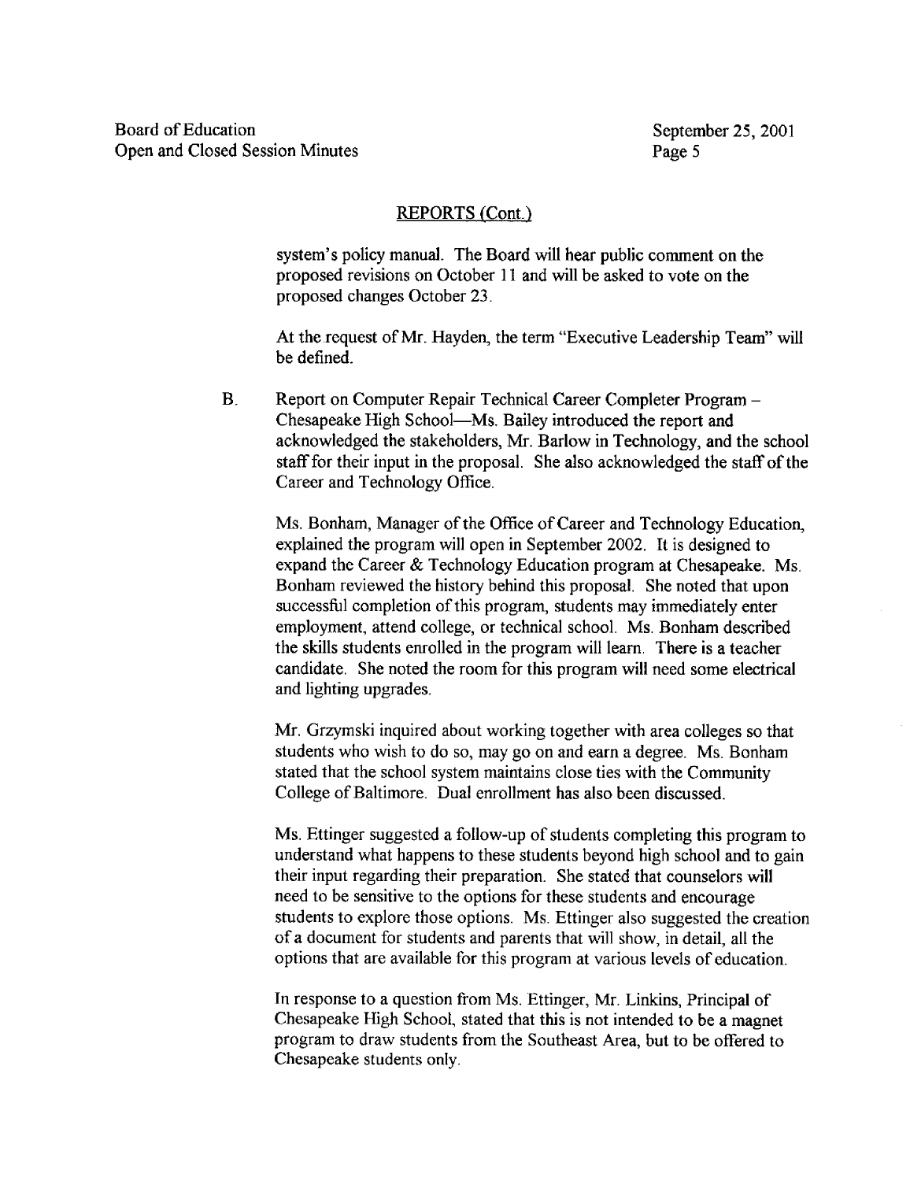## REPORTS (Cont.)

system's policy manual. The Board will hear public comment on the proposed revisions on October 11 and will be asked to vote on the proposed changes October 23.

At the request of Mr. Hayden, the term "Executive Leadership Team" will be defined.

B. Report on Computer Repair Technical Career Completer Program – Chesapeake High School—Ms. Bailey introduced the report and acknowledged the stakeholders, Mr. Barlow in Technology, and the school staff for their input in the proposal. She also acknowledged the staff of the Career and Technology Office.

Ms. Bonham, Manager of the Office of Career and Technology Education, explained the program will open in September 2002. It is designed to expand the Career & Technology Education program at Chesapeake. Ms. Bonham reviewed the history behind this proposal. She noted that upon successful completion of this program, students may immediately enter employment, attend college, or technical school. Ms. Bonham described the skills students enrolled in the program will learn. There is a teacher candidate. She noted the room for this program will need some electrical and lighting upgrades.

Mr. Grzymski inquired about working together with area colleges so that students who wish to do so, may go on and earn a degree. Ms. Bonham stated that the school system maintains close ties with the Community College of Baltimore. Dual enrollment has also been discussed.

Ms. Ettinger suggested a follow-up of students completing this program to understand what happens to these students beyond high school and to gain their input regarding their preparation. She stated that counselors will need to be sensitive to the options for these students and encourage students to explore those options. Ms. Ettinger also suggested the creation of a document for students and parents that will show, in detail, all the options that are available for this program at various levels of education.

In response to a question from Ms. Ettinger, Mr. Linkins, Principal of Chesapeake High School, stated that this is not intended to be a magnet program to draw students from the Southeast Area, but to be offered to Chesapeake students only.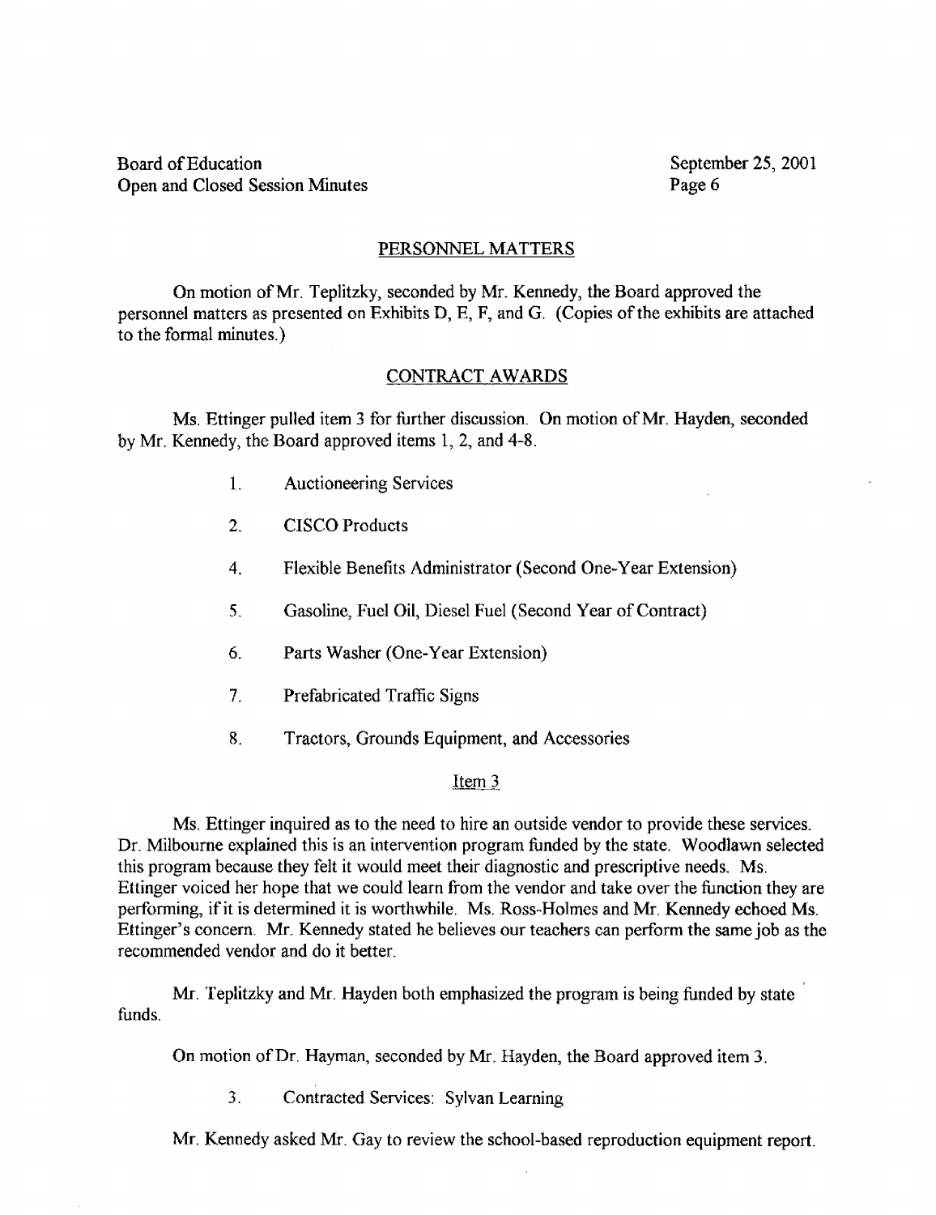## PERSONNEL MATTERS

On motion of Mr. Teplitzky, seconded by Mr. Kennedy, the Board approved the personnel matters as presented on Exhibits D, E, F, and G. (Copies of the exhibits are attached to the formal minutes.)

## CONTRACT AWARDS

Ms. Ettinger pulled item 3 for further discussion. On motion of Mr. Hayden, seconded by Mr. Kennedy, the Board approved items 1, 2, and 4-8.

1. Auctioneering Services
2. CISCO Products
4. Flexible Benefits Administrator (Second One-Year Extension)
5. Gasoline, Fuel Oil, Diesel Fuel (Second Year of Contract)
6. Parts Washer (One-Year Extension)
7. Prefabricated Traffic Signs
8. Tractors, Grounds Equipment, and Accessories

### Item 3

Ms. Ettinger inquired as to the need to hire an outside vendor to provide these services. Dr. Milbourne explained this is an intervention program funded by the state. Woodlawn selected this program because they felt it would meet their diagnostic and prescriptive needs. Ms. Ettinger voiced her hope that we could learn from the vendor and take over the function they are performing, if it is determined it is worthwhile. Ms. Ross-Holmes and Mr. Kennedy echoed Ms. Ettinger's concern. Mr. Kennedy stated he believes our teachers can perform the same job as the recommended vendor and do it better.

Mr. Teplitzky and Mr. Hayden both emphasized the program is being funded by state funds.

On motion of Dr. Hayman, seconded by Mr. Hayden, the Board approved item 3.

3. Contracted Services: Sylvan Learning

Mr. Kennedy asked Mr. Gay to review the school-based reproduction equipment report.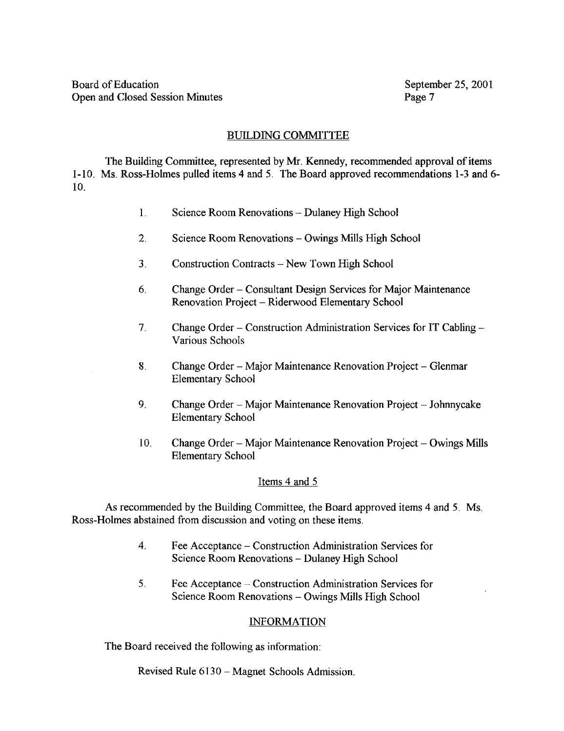## BUILDING COMMITTEE

The Building Committee, represented by Mr. Kennedy, recommended approval of items 1-10. Ms. Ross-Holmes pulled items 4 and 5. The Board approved recommendations 1-3 and 6-10.

1. Science Room Renovations – Dulaney High School
2. Science Room Renovations – Owings Mills High School
3. Construction Contracts – New Town High School
6. Change Order – Consultant Design Services for Major Maintenance Renovation Project – Riderwood Elementary School
7. Change Order – Construction Administration Services for IT Cabling – Various Schools
8. Change Order – Major Maintenance Renovation Project – Glenmar Elementary School
9. Change Order – Major Maintenance Renovation Project – Johnnycake Elementary School
10. Change Order – Major Maintenance Renovation Project – Owings Mills Elementary School

### Items 4 and 5

As recommended by the Building Committee, the Board approved items 4 and 5. Ms. Ross-Holmes abstained from discussion and voting on these items.

4. Fee Acceptance – Construction Administration Services for Science Room Renovations – Dulaney High School
5. Fee Acceptance – Construction Administration Services for Science Room Renovations – Owings Mills High School

## INFORMATION

The Board received the following as information:

Revised Rule 6130 – Magnet Schools Admission.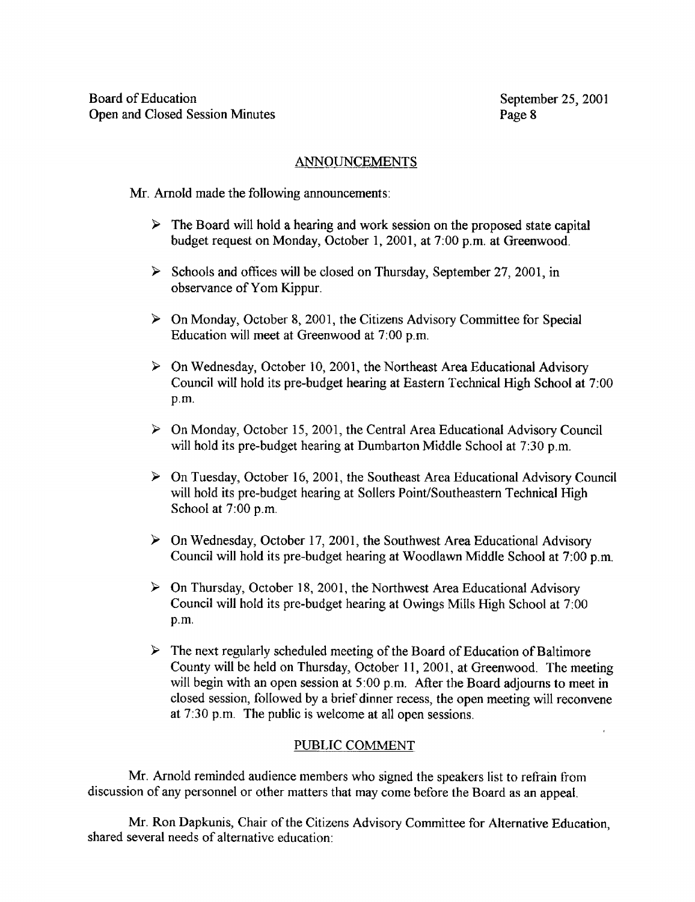## ANNOUNCEMENTS

Mr. Arnold made the following announcements:

- The Board will hold a hearing and work session on the proposed state capital budget request on Monday, October 1, 2001, at 7:00 p.m. at Greenwood.
- Schools and offices will be closed on Thursday, September 27, 2001, in observance of Yom Kippur.
- On Monday, October 8, 2001, the Citizens Advisory Committee for Special Education will meet at Greenwood at 7:00 p.m.
- On Wednesday, October 10, 2001, the Northeast Area Educational Advisory Council will hold its pre-budget hearing at Eastern Technical High School at 7:00 p.m.
- On Monday, October 15, 2001, the Central Area Educational Advisory Council will hold its pre-budget hearing at Dumbarton Middle School at 7:30 p.m.
- On Tuesday, October 16, 2001, the Southeast Area Educational Advisory Council will hold its pre-budget hearing at Sollers Point/Southeastern Technical High School at 7:00 p.m.
- On Wednesday, October 17, 2001, the Southwest Area Educational Advisory Council will hold its pre-budget hearing at Woodlawn Middle School at 7:00 p.m.
- On Thursday, October 18, 2001, the Northwest Area Educational Advisory Council will hold its pre-budget hearing at Owings Mills High School at 7:00 p.m.
- The next regularly scheduled meeting of the Board of Education of Baltimore County will be held on Thursday, October 11, 2001, at Greenwood. The meeting will begin with an open session at 5:00 p.m. After the Board adjourns to meet in closed session, followed by a brief dinner recess, the open meeting will reconvene at 7:30 p.m. The public is welcome at all open sessions.

## PUBLIC COMMENT

Mr. Arnold reminded audience members who signed the speakers list to refrain from discussion of any personnel or other matters that may come before the Board as an appeal.

Mr. Ron Dapkunis, Chair of the Citizens Advisory Committee for Alternative Education, shared several needs of alternative education: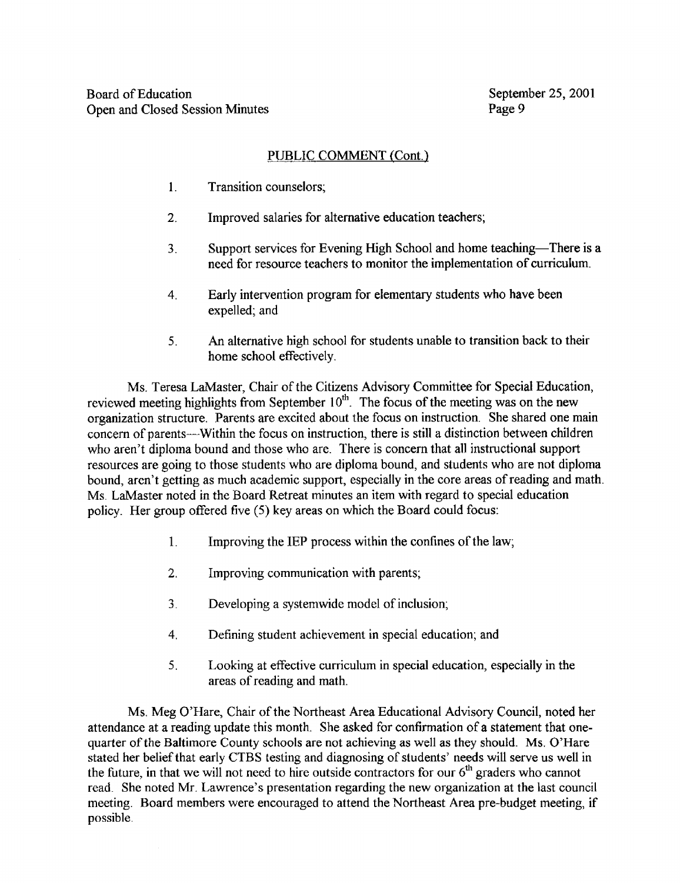## PUBLIC COMMENT (Cont.)

1. Transition counselors;

2. Improved salaries for alternative education teachers;

3. Support services for Evening High School and home teaching—There is a need for resource teachers to monitor the implementation of curriculum.

4. Early intervention program for elementary students who have been expelled; and

5. An alternative high school for students unable to transition back to their home school effectively.

Ms. Teresa LaMaster, Chair of the Citizens Advisory Committee for Special Education, reviewed meeting highlights from September 10th. The focus of the meeting was on the new organization structure. Parents are excited about the focus on instruction. She shared one main concern of parents—Within the focus on instruction, there is still a distinction between children who aren't diploma bound and those who are. There is concern that all instructional support resources are going to those students who are diploma bound, and students who are not diploma bound, aren't getting as much academic support, especially in the core areas of reading and math. Ms. LaMaster noted in the Board Retreat minutes an item with regard to special education policy. Her group offered five (5) key areas on which the Board could focus:

1. Improving the IEP process within the confines of the law;

2. Improving communication with parents;

3. Developing a systemwide model of inclusion;

4. Defining student achievement in special education; and

5. Looking at effective curriculum in special education, especially in the areas of reading and math.

Ms. Meg O'Hare, Chair of the Northeast Area Educational Advisory Council, noted her attendance at a reading update this month. She asked for confirmation of a statement that one-quarter of the Baltimore County schools are not achieving as well as they should. Ms. O'Hare stated her belief that early CTBS testing and diagnosing of students' needs will serve us well in the future, in that we will not need to hire outside contractors for our 6th graders who cannot read. She noted Mr. Lawrence's presentation regarding the new organization at the last council meeting. Board members were encouraged to attend the Northeast Area pre-budget meeting, if possible.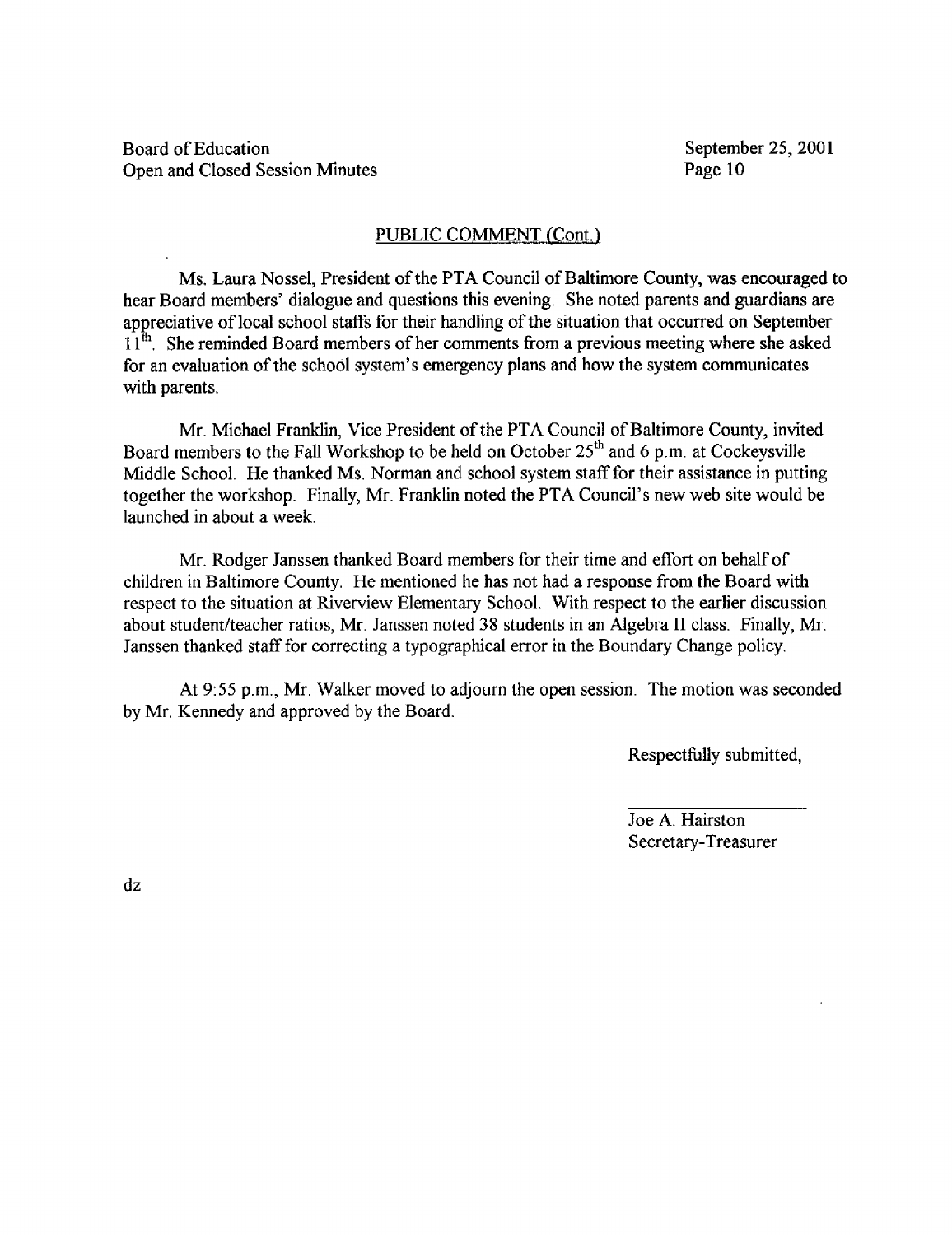## PUBLIC COMMENT (Cont.)

Ms. Laura Nossel, President of the PTA Council of Baltimore County, was encouraged to hear Board members' dialogue and questions this evening. She noted parents and guardians are appreciative of local school staffs for their handling of the situation that occurred on September 11th. She reminded Board members of her comments from a previous meeting where she asked for an evaluation of the school system's emergency plans and how the system communicates with parents.

Mr. Michael Franklin, Vice President of the PTA Council of Baltimore County, invited Board members to the Fall Workshop to be held on October 25th and 6 p.m. at Cockeysville Middle School. He thanked Ms. Norman and school system staff for their assistance in putting together the workshop. Finally, Mr. Franklin noted the PTA Council's new web site would be launched in about a week.

Mr. Rodger Janssen thanked Board members for their time and effort on behalf of children in Baltimore County. He mentioned he has not had a response from the Board with respect to the situation at Riverview Elementary School. With respect to the earlier discussion about student/teacher ratios, Mr. Janssen noted 38 students in an Algebra II class. Finally, Mr. Janssen thanked staff for correcting a typographical error in the Boundary Change policy.

At 9:55 p.m., Mr. Walker moved to adjourn the open session. The motion was seconded by Mr. Kennedy and approved by the Board.

Respectfully submitted,

Joe A. Hairston
Secretary-Treasurer

dz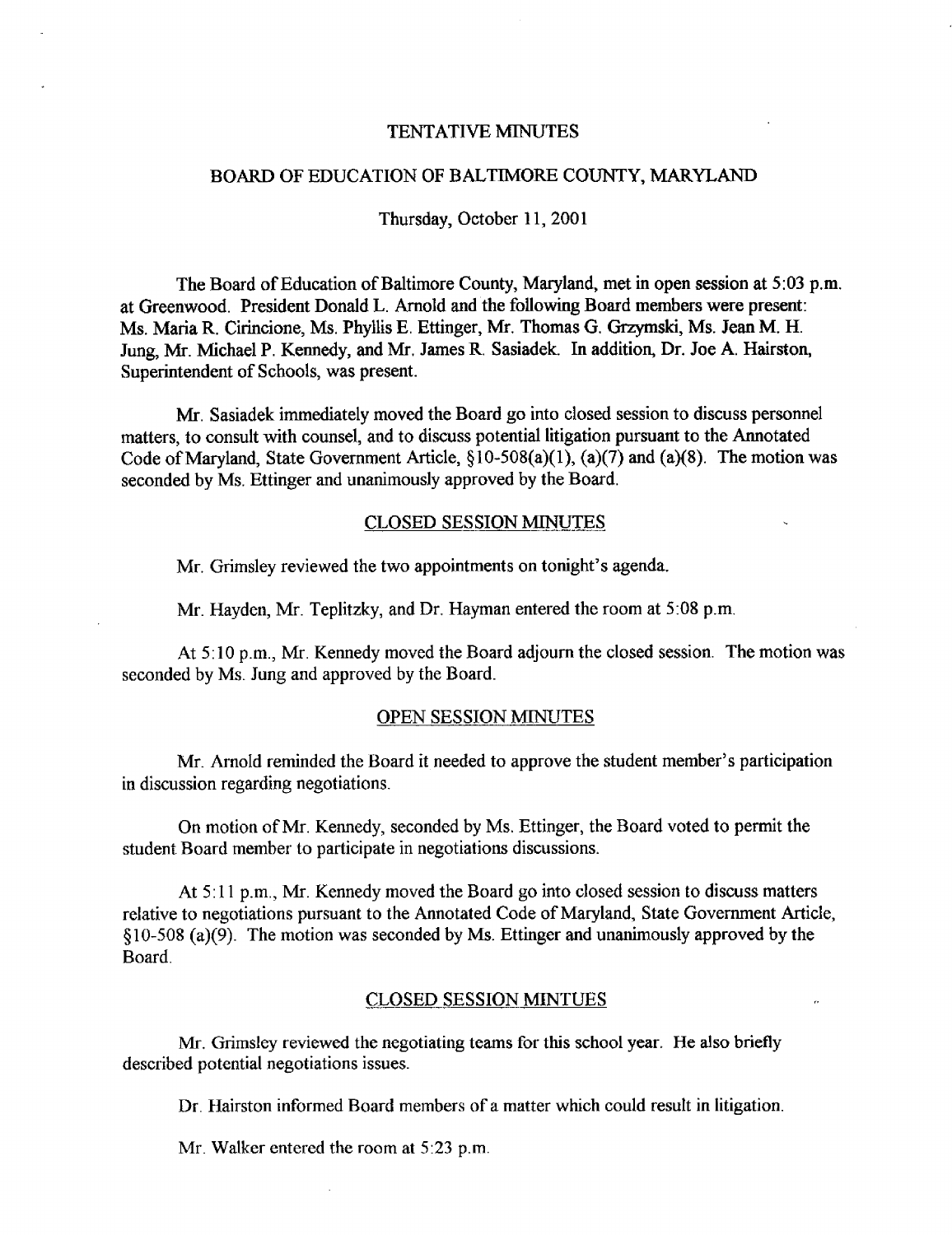TENTATIVE MINUTES

BOARD OF EDUCATION OF BALTIMORE COUNTY, MARYLAND

Thursday, October 11, 2001

The Board of Education of Baltimore County, Maryland, met in open session at 5:03 p.m. at Greenwood. President Donald L. Arnold and the following Board members were present: Ms. Maria R. Cirincione, Ms. Phyllis E. Ettinger, Mr. Thomas G. Grzymski, Ms. Jean M. H. Jung, Mr. Michael P. Kennedy, and Mr. James R. Sasiadek. In addition, Dr. Joe A. Hairston, Superintendent of Schools, was present.

Mr. Sasiadek immediately moved the Board go into closed session to discuss personnel matters, to consult with counsel, and to discuss potential litigation pursuant to the Annotated Code of Maryland, State Government Article, §10-508(a)(1), (a)(7) and (a)(8). The motion was seconded by Ms. Ettinger and unanimously approved by the Board.

CLOSED SESSION MINUTES

Mr. Grimsley reviewed the two appointments on tonight's agenda.

Mr. Hayden, Mr. Teplitzky, and Dr. Hayman entered the room at 5:08 p.m.

At 5:10 p.m., Mr. Kennedy moved the Board adjourn the closed session. The motion was seconded by Ms. Jung and approved by the Board.

OPEN SESSION MINUTES

Mr. Arnold reminded the Board it needed to approve the student member's participation in discussion regarding negotiations.

On motion of Mr. Kennedy, seconded by Ms. Ettinger, the Board voted to permit the student Board member to participate in negotiations discussions.

At 5:11 p.m., Mr. Kennedy moved the Board go into closed session to discuss matters relative to negotiations pursuant to the Annotated Code of Maryland, State Government Article, §10-508 (a)(9). The motion was seconded by Ms. Ettinger and unanimously approved by the Board.

CLOSED SESSION MINTUES

Mr. Grimsley reviewed the negotiating teams for this school year. He also briefly described potential negotiations issues.

Dr. Hairston informed Board members of a matter which could result in litigation.

Mr. Walker entered the room at 5:23 p.m.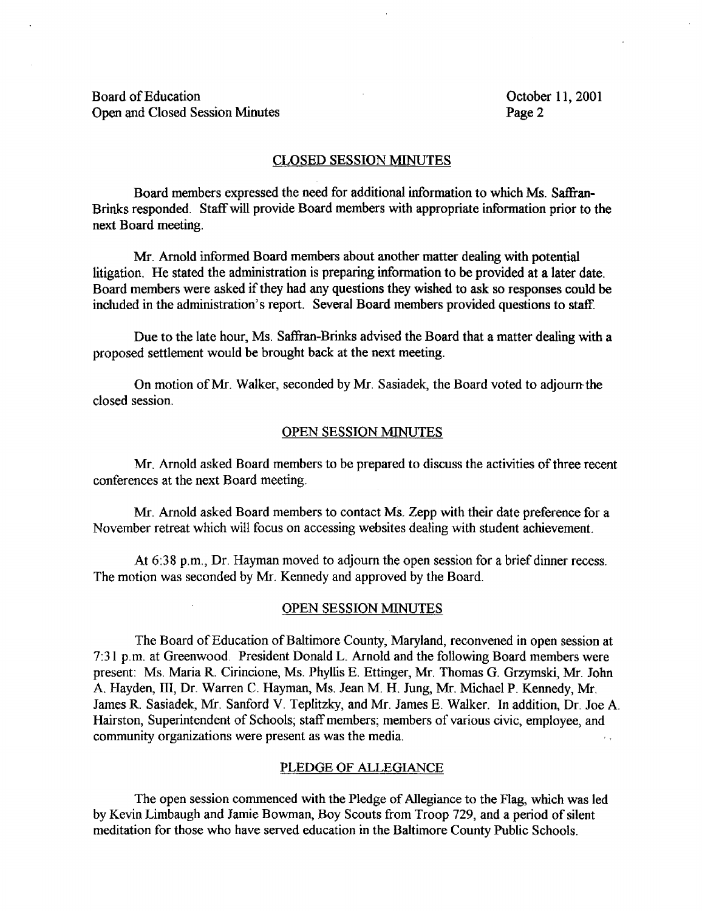## CLOSED SESSION MINUTES

Board members expressed the need for additional information to which Ms. Saffran-Brinks responded. Staff will provide Board members with appropriate information prior to the next Board meeting.

Mr. Arnold informed Board members about another matter dealing with potential litigation. He stated the administration is preparing information to be provided at a later date. Board members were asked if they had any questions they wished to ask so responses could be included in the administration's report. Several Board members provided questions to staff.

Due to the late hour, Ms. Saffran-Brinks advised the Board that a matter dealing with a proposed settlement would be brought back at the next meeting.

On motion of Mr. Walker, seconded by Mr. Sasiadek, the Board voted to adjourn the closed session.

## OPEN SESSION MINUTES

Mr. Arnold asked Board members to be prepared to discuss the activities of three recent conferences at the next Board meeting.

Mr. Arnold asked Board members to contact Ms. Zepp with their date preference for a November retreat which will focus on accessing websites dealing with student achievement.

At 6:38 p.m., Dr. Hayman moved to adjourn the open session for a brief dinner recess. The motion was seconded by Mr. Kennedy and approved by the Board.

## OPEN SESSION MINUTES

The Board of Education of Baltimore County, Maryland, reconvened in open session at 7:31 p.m. at Greenwood. President Donald L. Arnold and the following Board members were present: Ms. Maria R. Cirincione, Ms. Phyllis E. Ettinger, Mr. Thomas G. Grzymski, Mr. John A. Hayden, III, Dr. Warren C. Hayman, Ms. Jean M. H. Jung, Mr. Michael P. Kennedy, Mr. James R. Sasiadek, Mr. Sanford V. Teplitzky, and Mr. James E. Walker. In addition, Dr. Joe A. Hairston, Superintendent of Schools; staff members; members of various civic, employee, and community organizations were present as was the media.

## PLEDGE OF ALLEGIANCE

The open session commenced with the Pledge of Allegiance to the Flag, which was led by Kevin Limbaugh and Jamie Bowman, Boy Scouts from Troop 729, and a period of silent meditation for those who have served education in the Baltimore County Public Schools.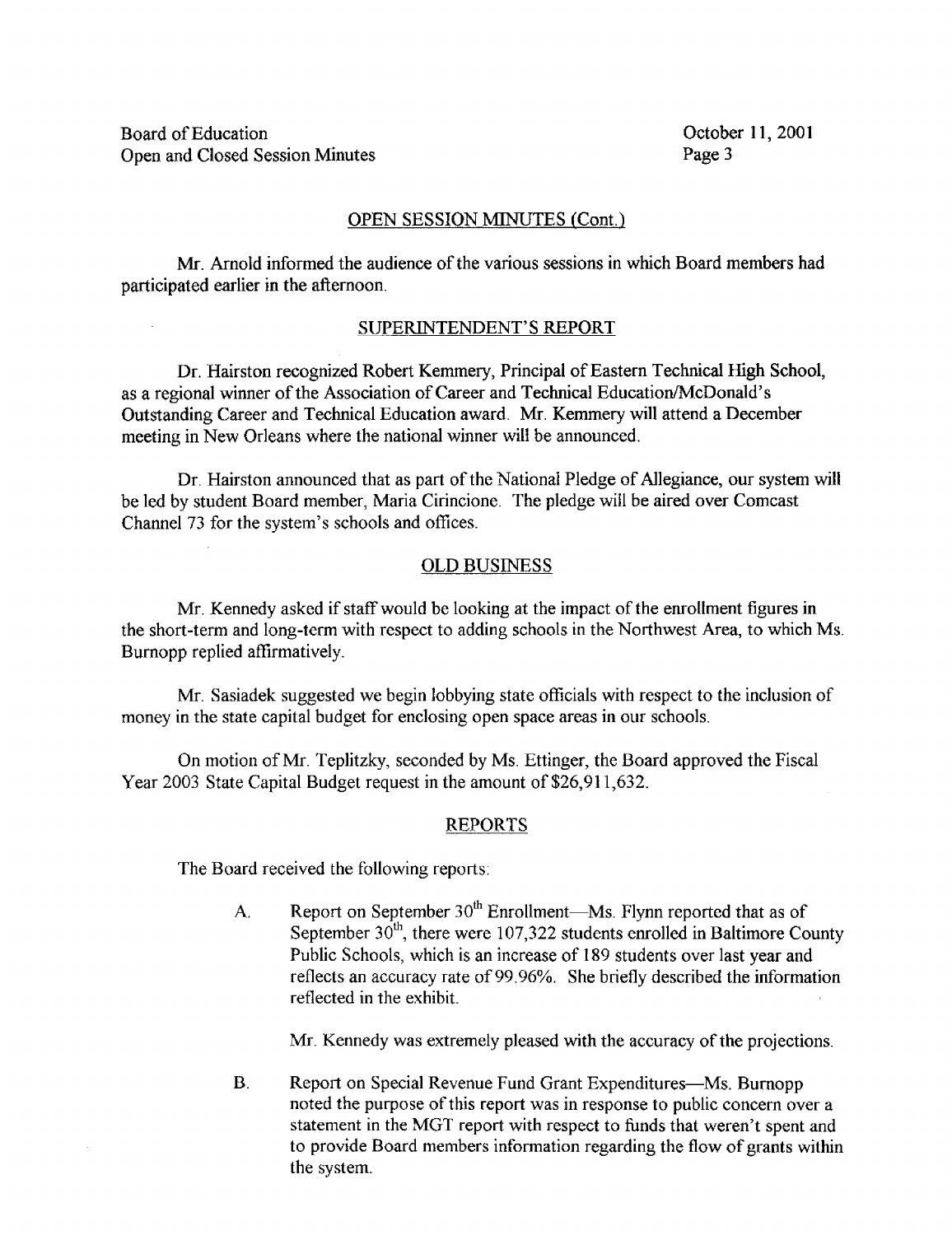## OPEN SESSION MINUTES (Cont.)

Mr. Arnold informed the audience of the various sessions in which Board members had participated earlier in the afternoon.

## SUPERINTENDENT'S REPORT

Dr. Hairston recognized Robert Kemmery, Principal of Eastern Technical High School, as a regional winner of the Association of Career and Technical Education/McDonald's Outstanding Career and Technical Education award. Mr. Kemmery will attend a December meeting in New Orleans where the national winner will be announced.

Dr. Hairston announced that as part of the National Pledge of Allegiance, our system will be led by student Board member, Maria Cirincione. The pledge will be aired over Comcast Channel 73 for the system's schools and offices.

## OLD BUSINESS

Mr. Kennedy asked if staff would be looking at the impact of the enrollment figures in the short-term and long-term with respect to adding schools in the Northwest Area, to which Ms. Burnopp replied affirmatively.

Mr. Sasiadek suggested we begin lobbying state officials with respect to the inclusion of money in the state capital budget for enclosing open space areas in our schools.

On motion of Mr. Teplitzky, seconded by Ms. Ettinger, the Board approved the Fiscal Year 2003 State Capital Budget request in the amount of $26,911,632.

## REPORTS

The Board received the following reports:

A. Report on September 30th Enrollment—Ms. Flynn reported that as of September 30th, there were 107,322 students enrolled in Baltimore County Public Schools, which is an increase of 189 students over last year and reflects an accuracy rate of 99.96%. She briefly described the information reflected in the exhibit.

   Mr. Kennedy was extremely pleased with the accuracy of the projections.

B. Report on Special Revenue Fund Grant Expenditures—Ms. Burnopp noted the purpose of this report was in response to public concern over a statement in the MGT report with respect to funds that weren't spent and to provide Board members information regarding the flow of grants within the system.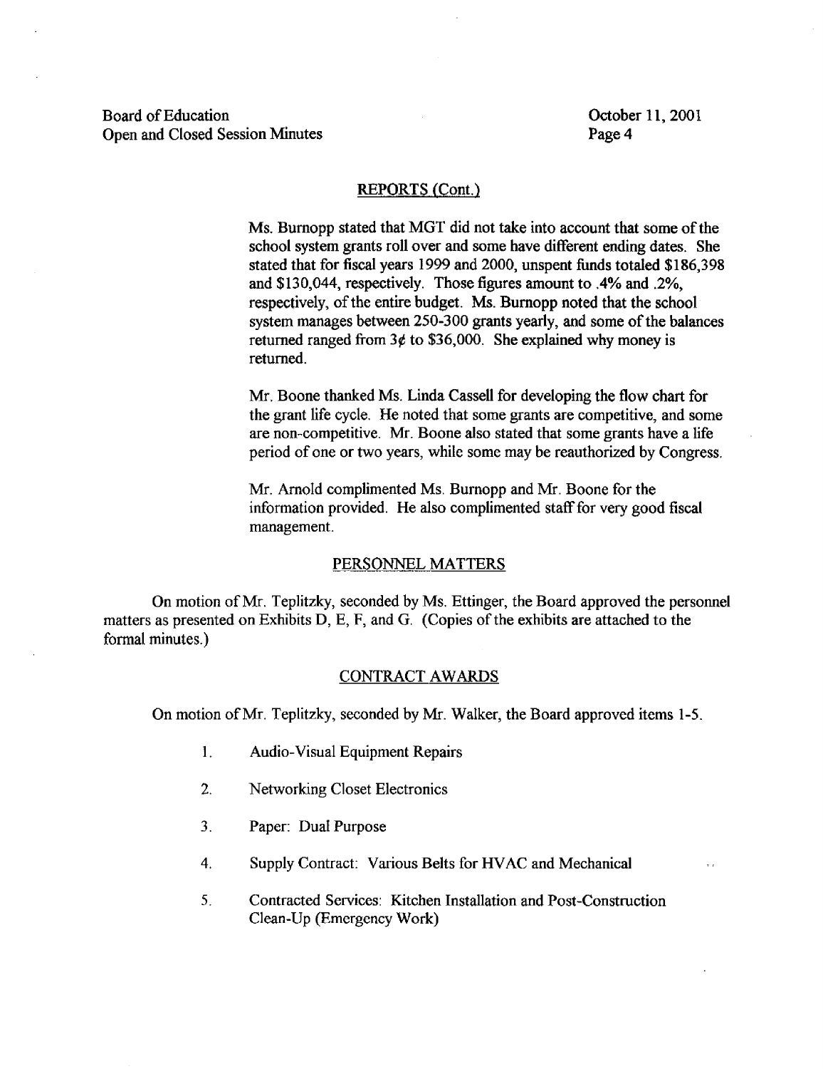## REPORTS (Cont.)

Ms. Burnopp stated that MGT did not take into account that some of the school system grants roll over and some have different ending dates. She stated that for fiscal years 1999 and 2000, unspent funds totaled $186,398 and $130,044, respectively. Those figures amount to .4% and .2%, respectively, of the entire budget. Ms. Burnopp noted that the school system manages between 250-300 grants yearly, and some of the balances returned ranged from 3¢ to $36,000. She explained why money is returned.

Mr. Boone thanked Ms. Linda Cassell for developing the flow chart for the grant life cycle. He noted that some grants are competitive, and some are non-competitive. Mr. Boone also stated that some grants have a life period of one or two years, while some may be reauthorized by Congress.

Mr. Arnold complimented Ms. Burnopp and Mr. Boone for the information provided. He also complimented staff for very good fiscal management.

## PERSONNEL MATTERS

On motion of Mr. Teplitzky, seconded by Ms. Ettinger, the Board approved the personnel matters as presented on Exhibits D, E, F, and G. (Copies of the exhibits are attached to the formal minutes.)

## CONTRACT AWARDS

On motion of Mr. Teplitzky, seconded by Mr. Walker, the Board approved items 1-5.

1. Audio-Visual Equipment Repairs
2. Networking Closet Electronics
3. Paper: Dual Purpose
4. Supply Contract: Various Belts for HVAC and Mechanical
5. Contracted Services: Kitchen Installation and Post-Construction Clean-Up (Emergency Work)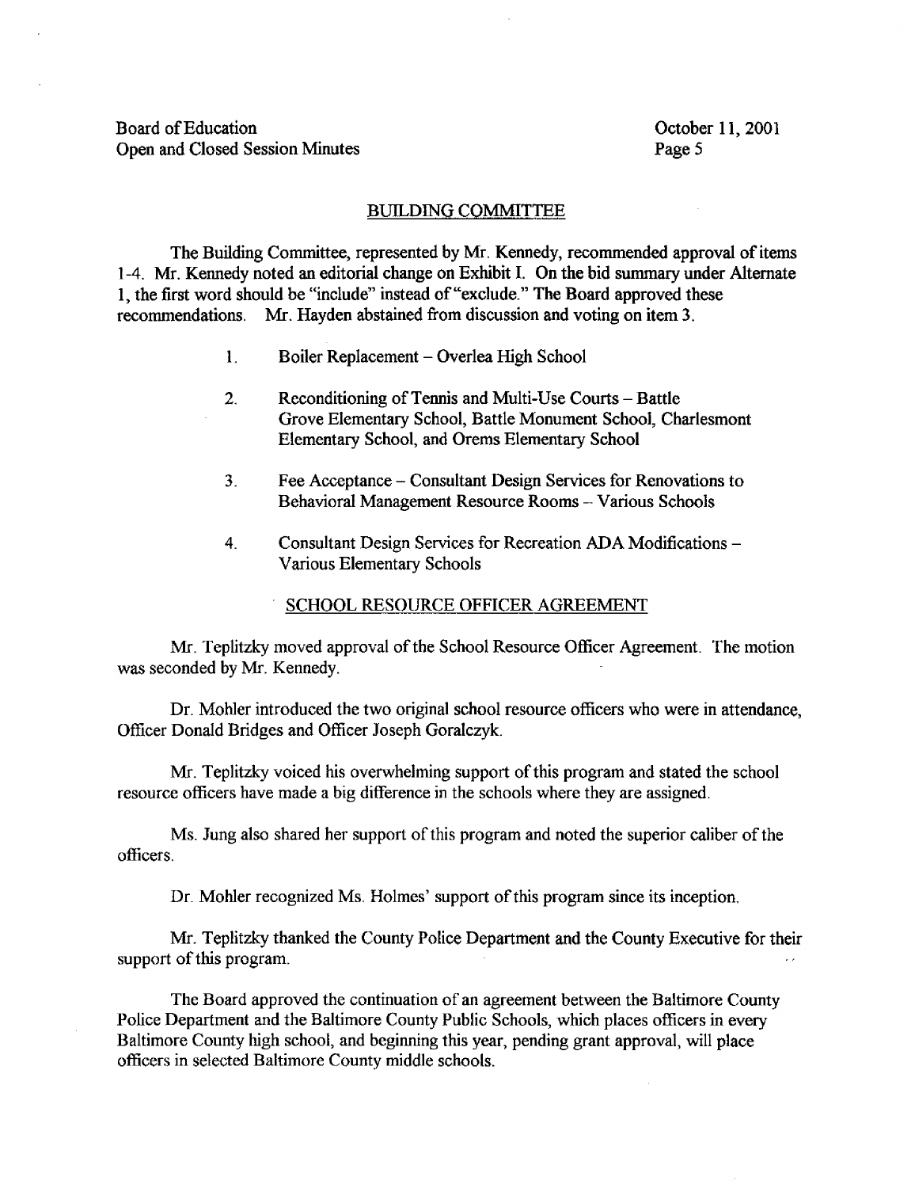## BUILDING COMMITTEE

The Building Committee, represented by Mr. Kennedy, recommended approval of items 1-4. Mr. Kennedy noted an editorial change on Exhibit I. On the bid summary under Alternate 1, the first word should be "include" instead of "exclude." The Board approved these recommendations. Mr. Hayden abstained from discussion and voting on item 3.

1. Boiler Replacement – Overlea High School
2. Reconditioning of Tennis and Multi-Use Courts – Battle Grove Elementary School, Battle Monument School, Charlesmont Elementary School, and Orems Elementary School
3. Fee Acceptance – Consultant Design Services for Renovations to Behavioral Management Resource Rooms – Various Schools
4. Consultant Design Services for Recreation ADA Modifications – Various Elementary Schools

## SCHOOL RESOURCE OFFICER AGREEMENT

Mr. Teplitzky moved approval of the School Resource Officer Agreement. The motion was seconded by Mr. Kennedy.

Dr. Mohler introduced the two original school resource officers who were in attendance, Officer Donald Bridges and Officer Joseph Goralczyk.

Mr. Teplitzky voiced his overwhelming support of this program and stated the school resource officers have made a big difference in the schools where they are assigned.

Ms. Jung also shared her support of this program and noted the superior caliber of the officers.

Dr. Mohler recognized Ms. Holmes' support of this program since its inception.

Mr. Teplitzky thanked the County Police Department and the County Executive for their support of this program.

The Board approved the continuation of an agreement between the Baltimore County Police Department and the Baltimore County Public Schools, which places officers in every Baltimore County high school, and beginning this year, pending grant approval, will place officers in selected Baltimore County middle schools.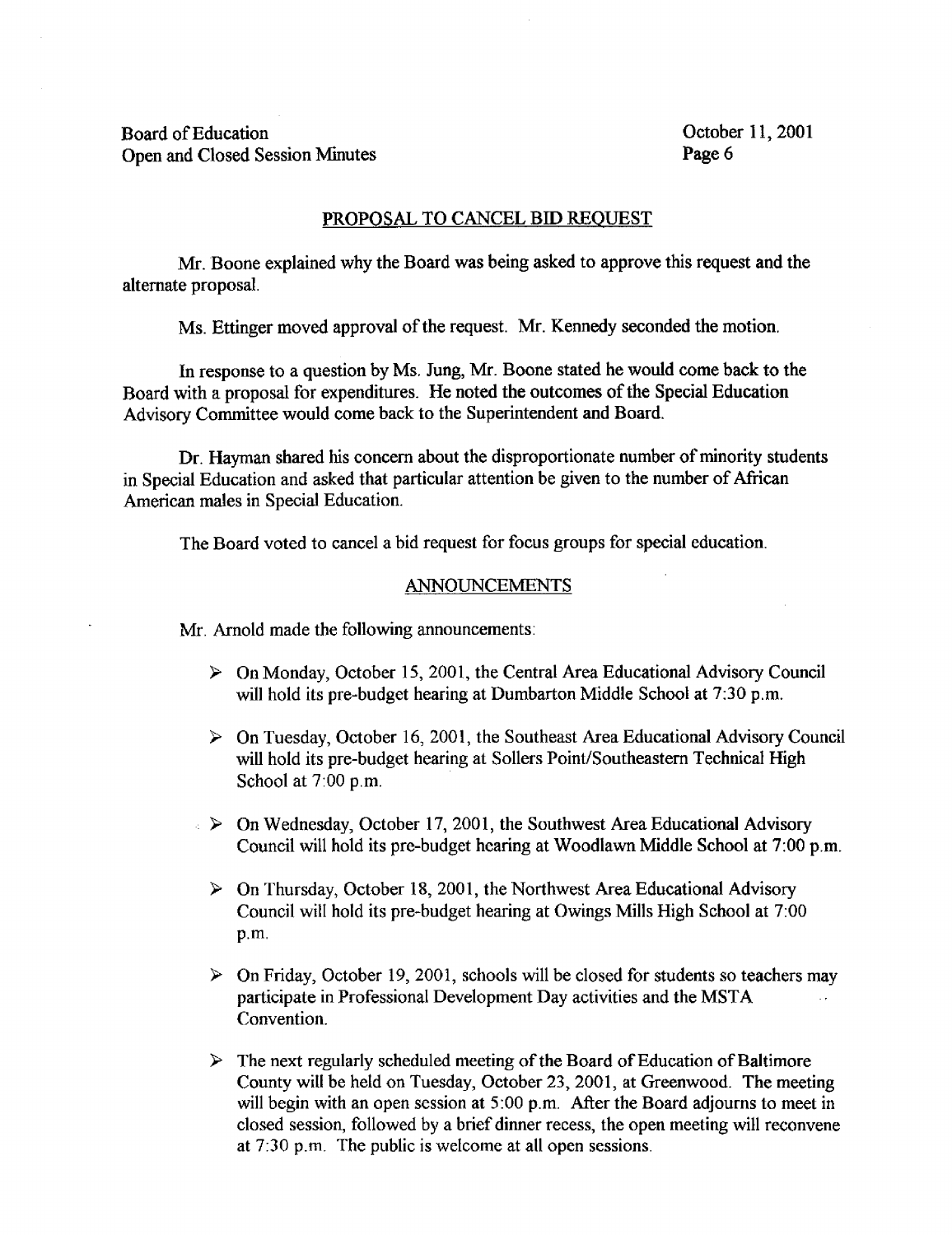## PROPOSAL TO CANCEL BID REQUEST

Mr. Boone explained why the Board was being asked to approve this request and the alternate proposal.

Ms. Ettinger moved approval of the request. Mr. Kennedy seconded the motion.

In response to a question by Ms. Jung, Mr. Boone stated he would come back to the Board with a proposal for expenditures. He noted the outcomes of the Special Education Advisory Committee would come back to the Superintendent and Board.

Dr. Hayman shared his concern about the disproportionate number of minority students in Special Education and asked that particular attention be given to the number of African American males in Special Education.

The Board voted to cancel a bid request for focus groups for special education.

## ANNOUNCEMENTS

Mr. Arnold made the following announcements:

- On Monday, October 15, 2001, the Central Area Educational Advisory Council will hold its pre-budget hearing at Dumbarton Middle School at 7:30 p.m.
- On Tuesday, October 16, 2001, the Southeast Area Educational Advisory Council will hold its pre-budget hearing at Sollers Point/Southeastern Technical High School at 7:00 p.m.
- On Wednesday, October 17, 2001, the Southwest Area Educational Advisory Council will hold its pre-budget hearing at Woodlawn Middle School at 7:00 p.m.
- On Thursday, October 18, 2001, the Northwest Area Educational Advisory Council will hold its pre-budget hearing at Owings Mills High School at 7:00 p.m.
- On Friday, October 19, 2001, schools will be closed for students so teachers may participate in Professional Development Day activities and the MSTA Convention.
- The next regularly scheduled meeting of the Board of Education of Baltimore County will be held on Tuesday, October 23, 2001, at Greenwood. The meeting will begin with an open session at 5:00 p.m. After the Board adjourns to meet in closed session, followed by a brief dinner recess, the open meeting will reconvene at 7:30 p.m. The public is welcome at all open sessions.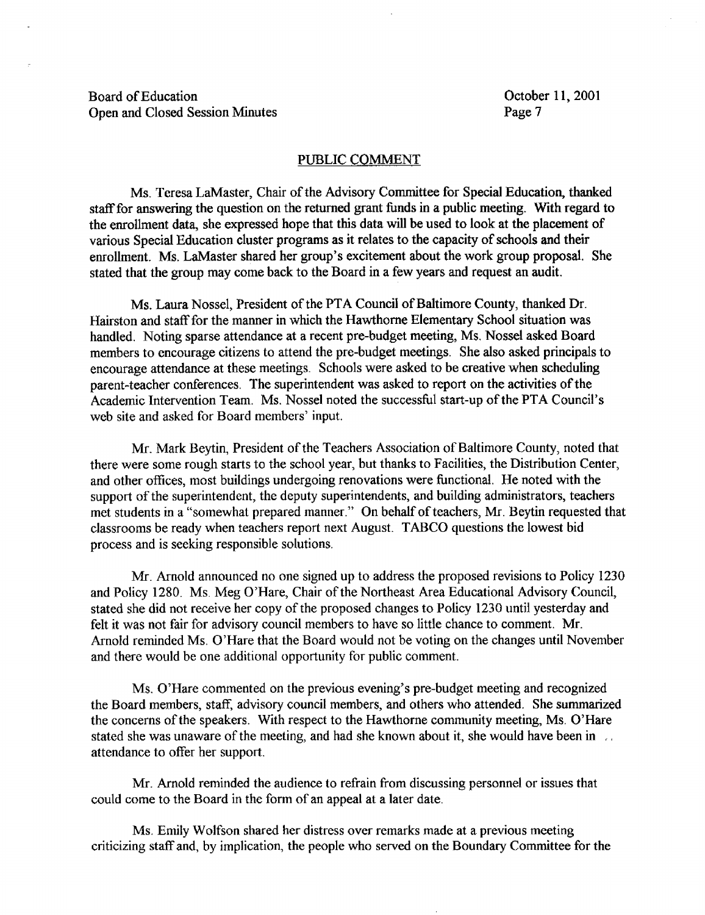## PUBLIC COMMENT

Ms. Teresa LaMaster, Chair of the Advisory Committee for Special Education, thanked staff for answering the question on the returned grant funds in a public meeting. With regard to the enrollment data, she expressed hope that this data will be used to look at the placement of various Special Education cluster programs as it relates to the capacity of schools and their enrollment. Ms. LaMaster shared her group's excitement about the work group proposal. She stated that the group may come back to the Board in a few years and request an audit.

Ms. Laura Nossel, President of the PTA Council of Baltimore County, thanked Dr. Hairston and staff for the manner in which the Hawthorne Elementary School situation was handled. Noting sparse attendance at a recent pre-budget meeting, Ms. Nossel asked Board members to encourage citizens to attend the pre-budget meetings. She also asked principals to encourage attendance at these meetings. Schools were asked to be creative when scheduling parent-teacher conferences. The superintendent was asked to report on the activities of the Academic Intervention Team. Ms. Nossel noted the successful start-up of the PTA Council's web site and asked for Board members' input.

Mr. Mark Beytin, President of the Teachers Association of Baltimore County, noted that there were some rough starts to the school year, but thanks to Facilities, the Distribution Center, and other offices, most buildings undergoing renovations were functional. He noted with the support of the superintendent, the deputy superintendents, and building administrators, teachers met students in a "somewhat prepared manner." On behalf of teachers, Mr. Beytin requested that classrooms be ready when teachers report next August. TABCO questions the lowest bid process and is seeking responsible solutions.

Mr. Arnold announced no one signed up to address the proposed revisions to Policy 1230 and Policy 1280. Ms. Meg O'Hare, Chair of the Northeast Area Educational Advisory Council, stated she did not receive her copy of the proposed changes to Policy 1230 until yesterday and felt it was not fair for advisory council members to have so little chance to comment. Mr. Arnold reminded Ms. O'Hare that the Board would not be voting on the changes until November and there would be one additional opportunity for public comment.

Ms. O'Hare commented on the previous evening's pre-budget meeting and recognized the Board members, staff, advisory council members, and others who attended. She summarized the concerns of the speakers. With respect to the Hawthorne community meeting, Ms. O'Hare stated she was unaware of the meeting, and had she known about it, she would have been in attendance to offer her support.

Mr. Arnold reminded the audience to refrain from discussing personnel or issues that could come to the Board in the form of an appeal at a later date.

Ms. Emily Wolfson shared her distress over remarks made at a previous meeting criticizing staff and, by implication, the people who served on the Boundary Committee for the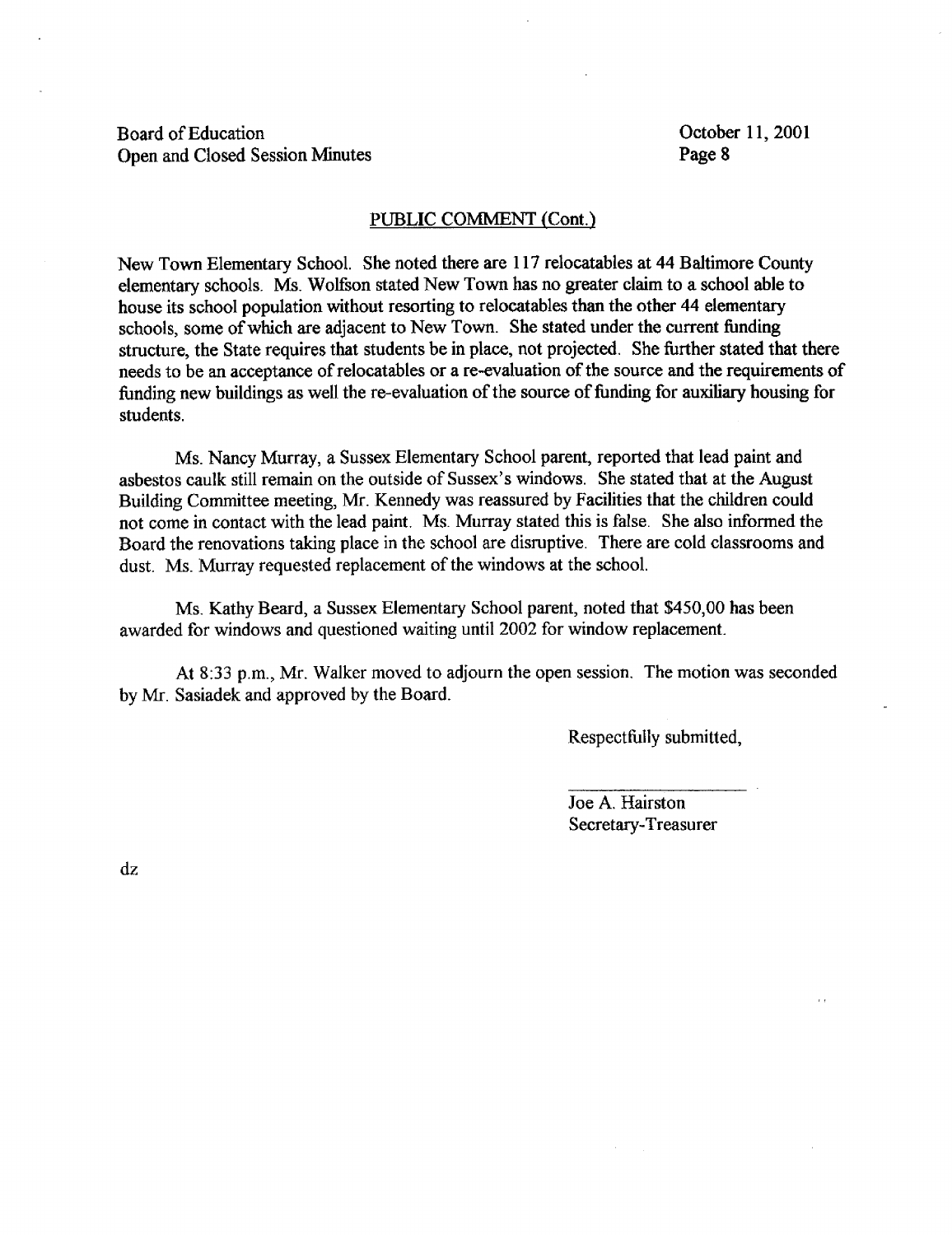## PUBLIC COMMENT (Cont.)

New Town Elementary School. She noted there are 117 relocatables at 44 Baltimore County elementary schools. Ms. Wolfson stated New Town has no greater claim to a school able to house its school population without resorting to relocatables than the other 44 elementary schools, some of which are adjacent to New Town. She stated under the current funding structure, the State requires that students be in place, not projected. She further stated that there needs to be an acceptance of relocatables or a re-evaluation of the source and the requirements of funding new buildings as well the re-evaluation of the source of funding for auxiliary housing for students.

Ms. Nancy Murray, a Sussex Elementary School parent, reported that lead paint and asbestos caulk still remain on the outside of Sussex's windows. She stated that at the August Building Committee meeting, Mr. Kennedy was reassured by Facilities that the children could not come in contact with the lead paint. Ms. Murray stated this is false. She also informed the Board the renovations taking place in the school are disruptive. There are cold classrooms and dust. Ms. Murray requested replacement of the windows at the school.

Ms. Kathy Beard, a Sussex Elementary School parent, noted that $450,00 has been awarded for windows and questioned waiting until 2002 for window replacement.

At 8:33 p.m., Mr. Walker moved to adjourn the open session. The motion was seconded by Mr. Sasiadek and approved by the Board.

Respectfully submitted,

Joe A. Hairston
Secretary-Treasurer

dz